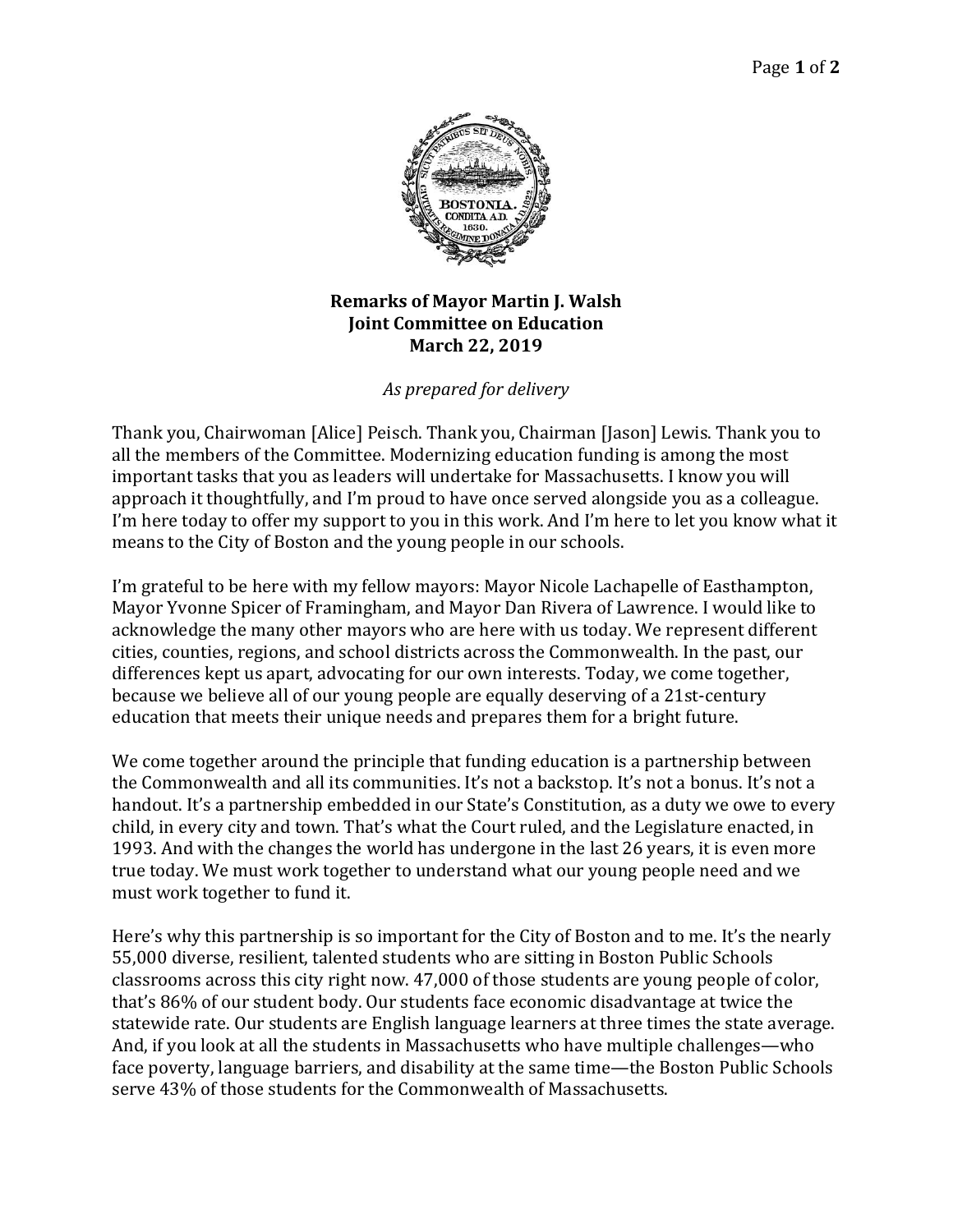**Remarks of Mayor Martin J. Walsh**
**Joint Committee on Education**
**March 22, 2019**

*As prepared for delivery*

Thank you, Chairwoman [Alice] Peisch. Thank you, Chairman [Jason] Lewis. Thank you to all the members of the Committee. Modernizing education funding is among the most important tasks that you as leaders will undertake for Massachusetts. I know you will approach it thoughtfully, and I'm proud to have once served alongside you as a colleague. I'm here today to offer my support to you in this work. And I'm here to let you know what it means to the City of Boston and the young people in our schools.

I'm grateful to be here with my fellow mayors: Mayor Nicole Lachapelle of Easthampton, Mayor Yvonne Spicer of Framingham, and Mayor Dan Rivera of Lawrence. I would like to acknowledge the many other mayors who are here with us today. We represent different cities, counties, regions, and school districts across the Commonwealth. In the past, our differences kept us apart, advocating for our own interests. Today, we come together, because we believe all of our young people are equally deserving of a 21st-century education that meets their unique needs and prepares them for a bright future.

We come together around the principle that funding education is a partnership between the Commonwealth and all its communities. It's not a backstop. It's not a bonus. It's not a handout. It's a partnership embedded in our State's Constitution, as a duty we owe to every child, in every city and town. That's what the Court ruled, and the Legislature enacted, in 1993. And with the changes the world has undergone in the last 26 years, it is even more true today. We must work together to understand what our young people need and we must work together to fund it.

Here's why this partnership is so important for the City of Boston and to me. It's the nearly 55,000 diverse, resilient, talented students who are sitting in Boston Public Schools classrooms across this city right now. 47,000 of those students are young people of color, that's 86% of our student body. Our students face economic disadvantage at twice the statewide rate. Our students are English language learners at three times the state average. And, if you look at all the students in Massachusetts who have multiple challenges—who face poverty, language barriers, and disability at the same time—the Boston Public Schools serve 43% of those students for the Commonwealth of Massachusetts.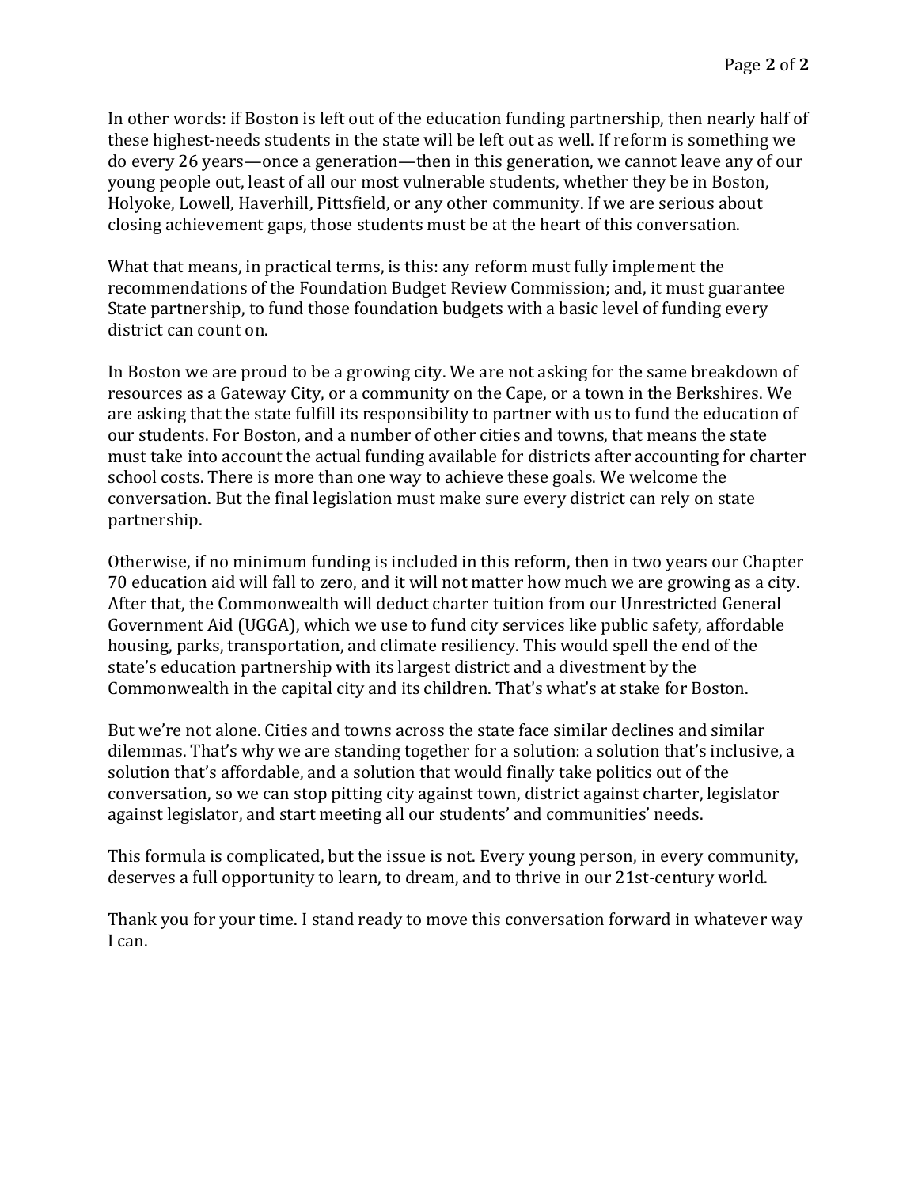In other words: if Boston is left out of the education funding partnership, then nearly half of these highest-needs students in the state will be left out as well. If reform is something we do every 26 years—once a generation—then in this generation, we cannot leave any of our young people out, least of all our most vulnerable students, whether they be in Boston, Holyoke, Lowell, Haverhill, Pittsfield, or any other community. If we are serious about closing achievement gaps, those students must be at the heart of this conversation.

What that means, in practical terms, is this: any reform must fully implement the recommendations of the Foundation Budget Review Commission; and, it must guarantee State partnership, to fund those foundation budgets with a basic level of funding every district can count on.

In Boston we are proud to be a growing city. We are not asking for the same breakdown of resources as a Gateway City, or a community on the Cape, or a town in the Berkshires. We are asking that the state fulfill its responsibility to partner with us to fund the education of our students. For Boston, and a number of other cities and towns, that means the state must take into account the actual funding available for districts after accounting for charter school costs. There is more than one way to achieve these goals. We welcome the conversation. But the final legislation must make sure every district can rely on state partnership.

Otherwise, if no minimum funding is included in this reform, then in two years our Chapter 70 education aid will fall to zero, and it will not matter how much we are growing as a city. After that, the Commonwealth will deduct charter tuition from our Unrestricted General Government Aid (UGGA), which we use to fund city services like public safety, affordable housing, parks, transportation, and climate resiliency. This would spell the end of the state's education partnership with its largest district and a divestment by the Commonwealth in the capital city and its children. That's what's at stake for Boston.

But we're not alone. Cities and towns across the state face similar declines and similar dilemmas. That's why we are standing together for a solution: a solution that's inclusive, a solution that's affordable, and a solution that would finally take politics out of the conversation, so we can stop pitting city against town, district against charter, legislator against legislator, and start meeting all our students' and communities' needs.

This formula is complicated, but the issue is not. Every young person, in every community, deserves a full opportunity to learn, to dream, and to thrive in our 21st-century world.

Thank you for your time. I stand ready to move this conversation forward in whatever way I can.